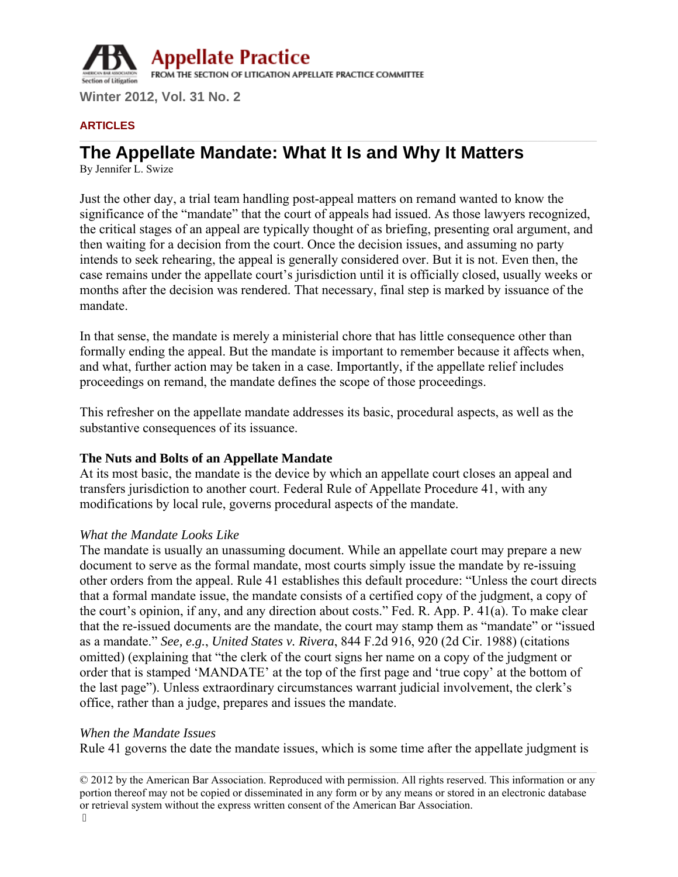Appellate Practice

FROM THE SECTION OF LITIGATION APPELLATE PRACTICE COMMITTEE

Winter 2012, Vol. 31 No. 2

**ARTICLES**

# The Appellate Mandate: What It Is and Why It Matters

By Jennifer L. Swize

Just the other day, a trial team handling post-appeal matters on remand wanted to know the significance of the "mandate" that the court of appeals had issued. As those lawyers recognized, the critical stages of an appeal are typically thought of as briefing, presenting oral argument, and then waiting for a decision from the court. Once the decision issues, and assuming no party intends to seek rehearing, the appeal is generally considered over. But it is not. Even then, the case remains under the appellate court's jurisdiction until it is officially closed, usually weeks or months after the decision was rendered. That necessary, final step is marked by issuance of the mandate.

In that sense, the mandate is merely a ministerial chore that has little consequence other than formally ending the appeal. But the mandate is important to remember because it affects when, and what, further action may be taken in a case. Importantly, if the appellate relief includes proceedings on remand, the mandate defines the scope of those proceedings.

This refresher on the appellate mandate addresses its basic, procedural aspects, as well as the substantive consequences of its issuance.

**The Nuts and Bolts of an Appellate Mandate**

At its most basic, the mandate is the device by which an appellate court closes an appeal and transfers jurisdiction to another court. Federal Rule of Appellate Procedure 41, with any modifications by local rule, governs procedural aspects of the mandate.

*What the Mandate Looks Like*

The mandate is usually an unassuming document. While an appellate court may prepare a new document to serve as the formal mandate, most courts simply issue the mandate by re-issuing other orders from the appeal. Rule 41 establishes this default procedure: "Unless the court directs that a formal mandate issue, the mandate consists of a certified copy of the judgment, a copy of the court's opinion, if any, and any direction about costs." Fed. R. App. P. 41(a). To make clear that the re-issued documents are the mandate, the court may stamp them as "mandate" or "issued as a mandate." *See, e.g.*, *United States v. Rivera*, 844 F.2d 916, 920 (2d Cir. 1988) (citations omitted) (explaining that "the clerk of the court signs her name on a copy of the judgment or order that is stamped 'MANDATE' at the top of the first page and 'true copy' at the bottom of the last page"). Unless extraordinary circumstances warrant judicial involvement, the clerk's office, rather than a judge, prepares and issues the mandate.

*When the Mandate Issues*

Rule 41 governs the date the mandate issues, which is some time after the appellate judgment is

© 2012 by the American Bar Association. Reproduced with permission. All rights reserved. This information or any portion thereof may not be copied or disseminated in any form or by any means or stored in an electronic database or retrieval system without the express written consent of the American Bar Association.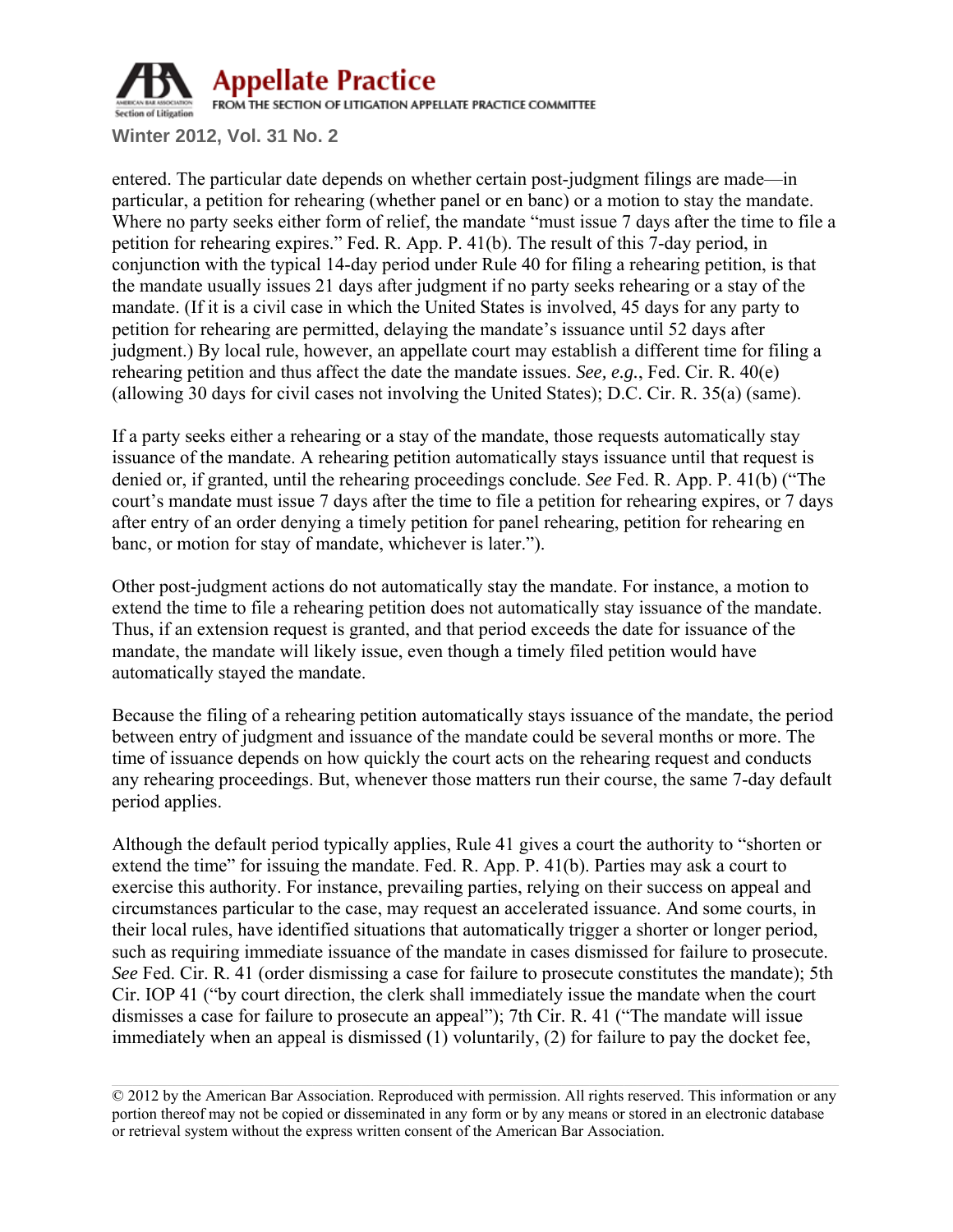entered. The particular date depends on whether certain post-judgment filings are made—in particular, a petition for rehearing (whether panel or en banc) or a motion to stay the mandate. Where no party seeks either form of relief, the mandate "must issue 7 days after the time to file a petition for rehearing expires." Fed. R. App. P. 41(b). The result of this 7-day period, in conjunction with the typical 14-day period under Rule 40 for filing a rehearing petition, is that the mandate usually issues 21 days after judgment if no party seeks rehearing or a stay of the mandate. (If it is a civil case in which the United States is involved, 45 days for any party to petition for rehearing are permitted, delaying the mandate's issuance until 52 days after judgment.) By local rule, however, an appellate court may establish a different time for filing a rehearing petition and thus affect the date the mandate issues. *See, e.g.*, Fed. Cir. R. 40(e) (allowing 30 days for civil cases not involving the United States); D.C. Cir. R. 35(a) (same).

If a party seeks either a rehearing or a stay of the mandate, those requests automatically stay issuance of the mandate. A rehearing petition automatically stays issuance until that request is denied or, if granted, until the rehearing proceedings conclude. *See* Fed. R. App. P. 41(b) ("The court's mandate must issue 7 days after the time to file a petition for rehearing expires, or 7 days after entry of an order denying a timely petition for panel rehearing, petition for rehearing en banc, or motion for stay of mandate, whichever is later.").

Other post-judgment actions do not automatically stay the mandate. For instance, a motion to extend the time to file a rehearing petition does not automatically stay issuance of the mandate. Thus, if an extension request is granted, and that period exceeds the date for issuance of the mandate, the mandate will likely issue, even though a timely filed petition would have automatically stayed the mandate.

Because the filing of a rehearing petition automatically stays issuance of the mandate, the period between entry of judgment and issuance of the mandate could be several months or more. The time of issuance depends on how quickly the court acts on the rehearing request and conducts any rehearing proceedings. But, whenever those matters run their course, the same 7-day default period applies.

Although the default period typically applies, Rule 41 gives a court the authority to "shorten or extend the time" for issuing the mandate. Fed. R. App. P. 41(b). Parties may ask a court to exercise this authority. For instance, prevailing parties, relying on their success on appeal and circumstances particular to the case, may request an accelerated issuance. And some courts, in their local rules, have identified situations that automatically trigger a shorter or longer period, such as requiring immediate issuance of the mandate in cases dismissed for failure to prosecute. *See* Fed. Cir. R. 41 (order dismissing a case for failure to prosecute constitutes the mandate); 5th Cir. IOP 41 ("by court direction, the clerk shall immediately issue the mandate when the court dismisses a case for failure to prosecute an appeal"); 7th Cir. R. 41 ("The mandate will issue immediately when an appeal is dismissed (1) voluntarily, (2) for failure to pay the docket fee,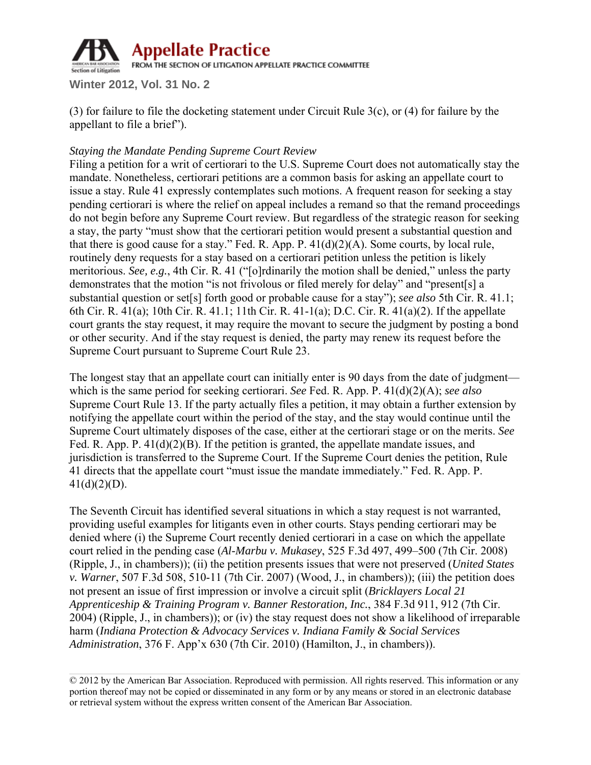(3) for failure to file the docketing statement under Circuit Rule 3(c), or (4) for failure by the appellant to file a brief").

*Staying the Mandate Pending Supreme Court Review*

Filing a petition for a writ of certiorari to the U.S. Supreme Court does not automatically stay the mandate. Nonetheless, certiorari petitions are a common basis for asking an appellate court to issue a stay. Rule 41 expressly contemplates such motions. A frequent reason for seeking a stay pending certiorari is where the relief on appeal includes a remand so that the remand proceedings do not begin before any Supreme Court review. But regardless of the strategic reason for seeking a stay, the party "must show that the certiorari petition would present a substantial question and that there is good cause for a stay." Fed. R. App. P. 41(d)(2)(A). Some courts, by local rule, routinely deny requests for a stay based on a certiorari petition unless the petition is likely meritorious. *See, e.g.*, 4th Cir. R. 41 ("[o]rdinarily the motion shall be denied," unless the party demonstrates that the motion "is not frivolous or filed merely for delay" and "present[s] a substantial question or set[s] forth good or probable cause for a stay"); *see also* 5th Cir. R. 41.1; 6th Cir. R. 41(a); 10th Cir. R. 41.1; 11th Cir. R. 41-1(a); D.C. Cir. R. 41(a)(2). If the appellate court grants the stay request, it may require the movant to secure the judgment by posting a bond or other security. And if the stay request is denied, the party may renew its request before the Supreme Court pursuant to Supreme Court Rule 23.

The longest stay that an appellate court can initially enter is 90 days from the date of judgment—which is the same period for seeking certiorari. *See* Fed. R. App. P. 41(d)(2)(A); *see also* Supreme Court Rule 13. If the party actually files a petition, it may obtain a further extension by notifying the appellate court within the period of the stay, and the stay would continue until the Supreme Court ultimately disposes of the case, either at the certiorari stage or on the merits. *See* Fed. R. App. P. 41(d)(2)(B). If the petition is granted, the appellate mandate issues, and jurisdiction is transferred to the Supreme Court. If the Supreme Court denies the petition, Rule 41 directs that the appellate court "must issue the mandate immediately." Fed. R. App. P. 41(d)(2)(D).

The Seventh Circuit has identified several situations in which a stay request is not warranted, providing useful examples for litigants even in other courts. Stays pending certiorari may be denied where (i) the Supreme Court recently denied certiorari in a case on which the appellate court relied in the pending case (*Al-Marbu v. Mukasey*, 525 F.3d 497, 499–500 (7th Cir. 2008) (Ripple, J., in chambers)); (ii) the petition presents issues that were not preserved (*United States v. Warner*, 507 F.3d 508, 510-11 (7th Cir. 2007) (Wood, J., in chambers)); (iii) the petition does not present an issue of first impression or involve a circuit split (*Bricklayers Local 21 Apprenticeship & Training Program v. Banner Restoration, Inc.*, 384 F.3d 911, 912 (7th Cir. 2004) (Ripple, J., in chambers)); or (iv) the stay request does not show a likelihood of irreparable harm (*Indiana Protection & Advocacy Services v. Indiana Family & Social Services Administration*, 376 F. App'x 630 (7th Cir. 2010) (Hamilton, J., in chambers)).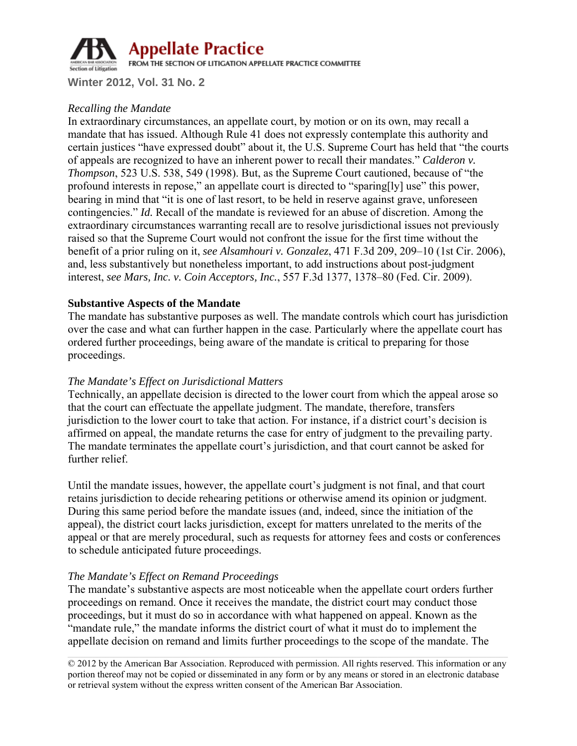*Recalling the Mandate*

In extraordinary circumstances, an appellate court, by motion or on its own, may recall a mandate that has issued. Although Rule 41 does not expressly contemplate this authority and certain justices "have expressed doubt" about it, the U.S. Supreme Court has held that "the courts of appeals are recognized to have an inherent power to recall their mandates." *Calderon v. Thompson*, 523 U.S. 538, 549 (1998). But, as the Supreme Court cautioned, because of "the profound interests in repose," an appellate court is directed to "sparing[ly] use" this power, bearing in mind that "it is one of last resort, to be held in reserve against grave, unforeseen contingencies." *Id.* Recall of the mandate is reviewed for an abuse of discretion. Among the extraordinary circumstances warranting recall are to resolve jurisdictional issues not previously raised so that the Supreme Court would not confront the issue for the first time without the benefit of a prior ruling on it, *see Alsamhouri v. Gonzalez*, 471 F.3d 209, 209–10 (1st Cir. 2006), and, less substantively but nonetheless important, to add instructions about post-judgment interest, *see Mars, Inc. v. Coin Acceptors, Inc.*, 557 F.3d 1377, 1378–80 (Fed. Cir. 2009).

**Substantive Aspects of the Mandate**

The mandate has substantive purposes as well. The mandate controls which court has jurisdiction over the case and what can further happen in the case. Particularly where the appellate court has ordered further proceedings, being aware of the mandate is critical to preparing for those proceedings.

*The Mandate's Effect on Jurisdictional Matters*

Technically, an appellate decision is directed to the lower court from which the appeal arose so that the court can effectuate the appellate judgment. The mandate, therefore, transfers jurisdiction to the lower court to take that action. For instance, if a district court's decision is affirmed on appeal, the mandate returns the case for entry of judgment to the prevailing party. The mandate terminates the appellate court's jurisdiction, and that court cannot be asked for further relief.

Until the mandate issues, however, the appellate court's judgment is not final, and that court retains jurisdiction to decide rehearing petitions or otherwise amend its opinion or judgment. During this same period before the mandate issues (and, indeed, since the initiation of the appeal), the district court lacks jurisdiction, except for matters unrelated to the merits of the appeal or that are merely procedural, such as requests for attorney fees and costs or conferences to schedule anticipated future proceedings.

*The Mandate's Effect on Remand Proceedings*

The mandate's substantive aspects are most noticeable when the appellate court orders further proceedings on remand. Once it receives the mandate, the district court may conduct those proceedings, but it must do so in accordance with what happened on appeal. Known as the "mandate rule," the mandate informs the district court of what it must do to implement the appellate decision on remand and limits further proceedings to the scope of the mandate. The

© 2012 by the American Bar Association. Reproduced with permission. All rights reserved. This information or any portion thereof may not be copied or disseminated in any form or by any means or stored in an electronic database or retrieval system without the express written consent of the American Bar Association.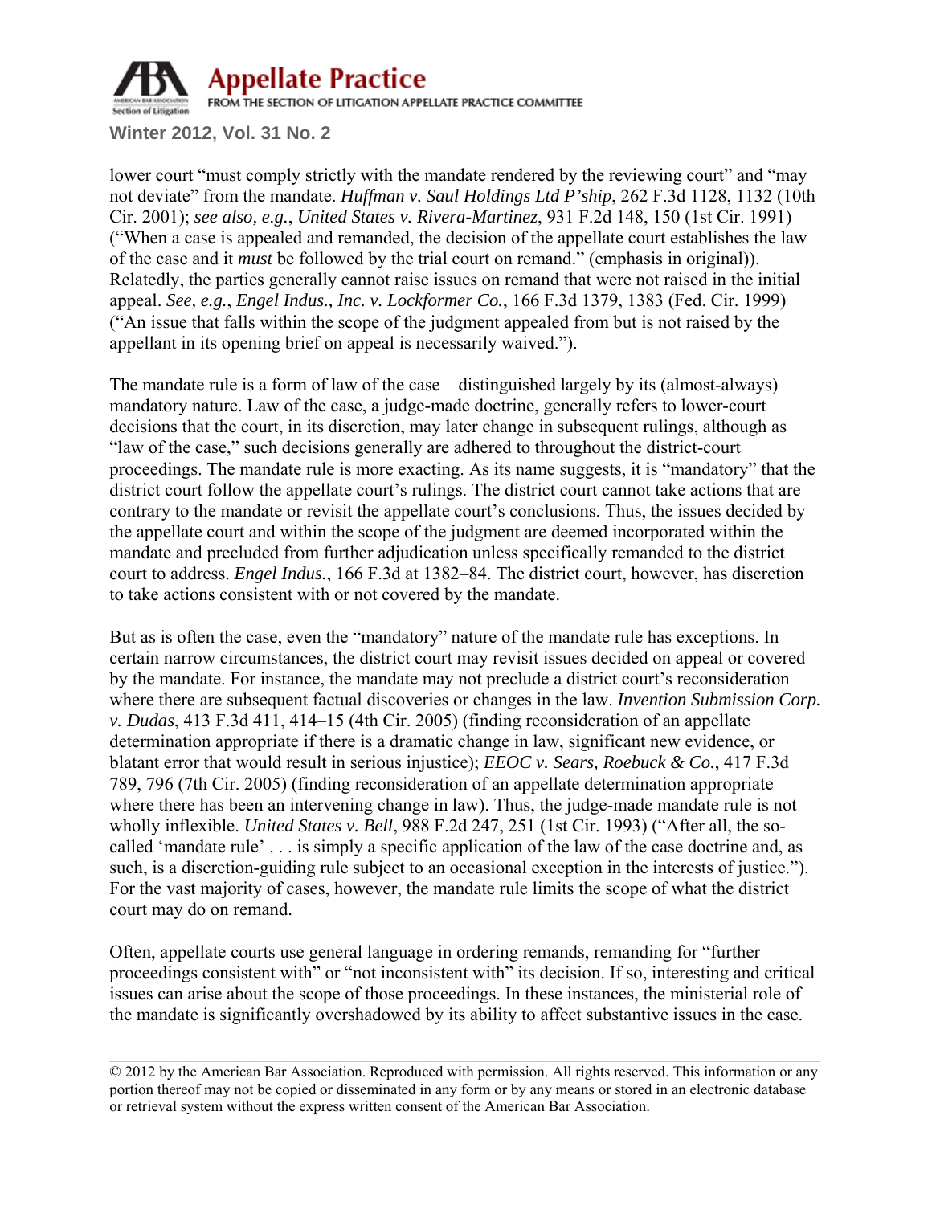lower court "must comply strictly with the mandate rendered by the reviewing court" and "may not deviate" from the mandate. *Huffman v. Saul Holdings Ltd P'ship*, 262 F.3d 1128, 1132 (10th Cir. 2001); *see also, e.g.*, *United States v. Rivera-Martinez*, 931 F.2d 148, 150 (1st Cir. 1991) ("When a case is appealed and remanded, the decision of the appellate court establishes the law of the case and it *must* be followed by the trial court on remand." (emphasis in original)). Relatedly, the parties generally cannot raise issues on remand that were not raised in the initial appeal. *See, e.g.*, *Engel Indus., Inc. v. Lockformer Co.*, 166 F.3d 1379, 1383 (Fed. Cir. 1999) ("An issue that falls within the scope of the judgment appealed from but is not raised by the appellant in its opening brief on appeal is necessarily waived.").

The mandate rule is a form of law of the case—distinguished largely by its (almost-always) mandatory nature. Law of the case, a judge-made doctrine, generally refers to lower-court decisions that the court, in its discretion, may later change in subsequent rulings, although as "law of the case," such decisions generally are adhered to throughout the district-court proceedings. The mandate rule is more exacting. As its name suggests, it is "mandatory" that the district court follow the appellate court's rulings. The district court cannot take actions that are contrary to the mandate or revisit the appellate court's conclusions. Thus, the issues decided by the appellate court and within the scope of the judgment are deemed incorporated within the mandate and precluded from further adjudication unless specifically remanded to the district court to address. *Engel Indus.*, 166 F.3d at 1382–84. The district court, however, has discretion to take actions consistent with or not covered by the mandate.

But as is often the case, even the "mandatory" nature of the mandate rule has exceptions. In certain narrow circumstances, the district court may revisit issues decided on appeal or covered by the mandate. For instance, the mandate may not preclude a district court's reconsideration where there are subsequent factual discoveries or changes in the law. *Invention Submission Corp. v. Dudas*, 413 F.3d 411, 414–15 (4th Cir. 2005) (finding reconsideration of an appellate determination appropriate if there is a dramatic change in law, significant new evidence, or blatant error that would result in serious injustice); *EEOC v. Sears, Roebuck & Co.*, 417 F.3d 789, 796 (7th Cir. 2005) (finding reconsideration of an appellate determination appropriate where there has been an intervening change in law). Thus, the judge-made mandate rule is not wholly inflexible. *United States v. Bell*, 988 F.2d 247, 251 (1st Cir. 1993) ("After all, the so-called 'mandate rule' . . . is simply a specific application of the law of the case doctrine and, as such, is a discretion-guiding rule subject to an occasional exception in the interests of justice."). For the vast majority of cases, however, the mandate rule limits the scope of what the district court may do on remand.

Often, appellate courts use general language in ordering remands, remanding for "further proceedings consistent with" or "not inconsistent with" its decision. If so, interesting and critical issues can arise about the scope of those proceedings. In these instances, the ministerial role of the mandate is significantly overshadowed by its ability to affect substantive issues in the case.

© 2012 by the American Bar Association. Reproduced with permission. All rights reserved. This information or any portion thereof may not be copied or disseminated in any form or by any means or stored in an electronic database or retrieval system without the express written consent of the American Bar Association.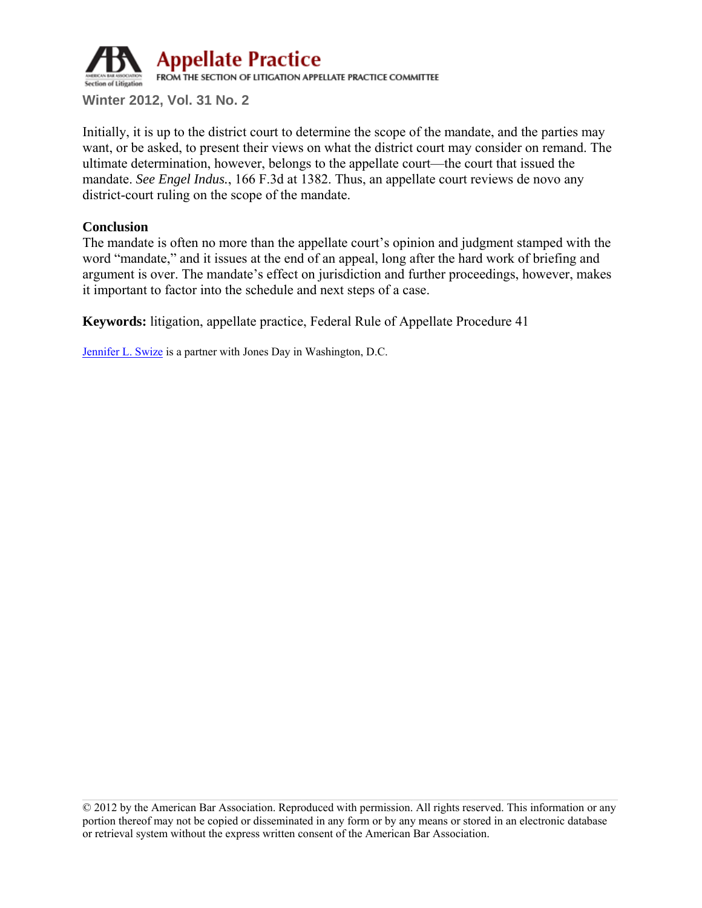Initially, it is up to the district court to determine the scope of the mandate, and the parties may want, or be asked, to present their views on what the district court may consider on remand. The ultimate determination, however, belongs to the appellate court—the court that issued the mandate. *See Engel Indus.*, 166 F.3d at 1382. Thus, an appellate court reviews de novo any district-court ruling on the scope of the mandate.

**Conclusion**

The mandate is often no more than the appellate court's opinion and judgment stamped with the word "mandate," and it issues at the end of an appeal, long after the hard work of briefing and argument is over. The mandate's effect on jurisdiction and further proceedings, however, makes it important to factor into the schedule and next steps of a case.

**Keywords:** litigation, appellate practice, Federal Rule of Appellate Procedure 41

Jennifer L. Swize is a partner with Jones Day in Washington, D.C.

© 2012 by the American Bar Association. Reproduced with permission. All rights reserved. This information or any portion thereof may not be copied or disseminated in any form or by any means or stored in an electronic database or retrieval system without the express written consent of the American Bar Association.